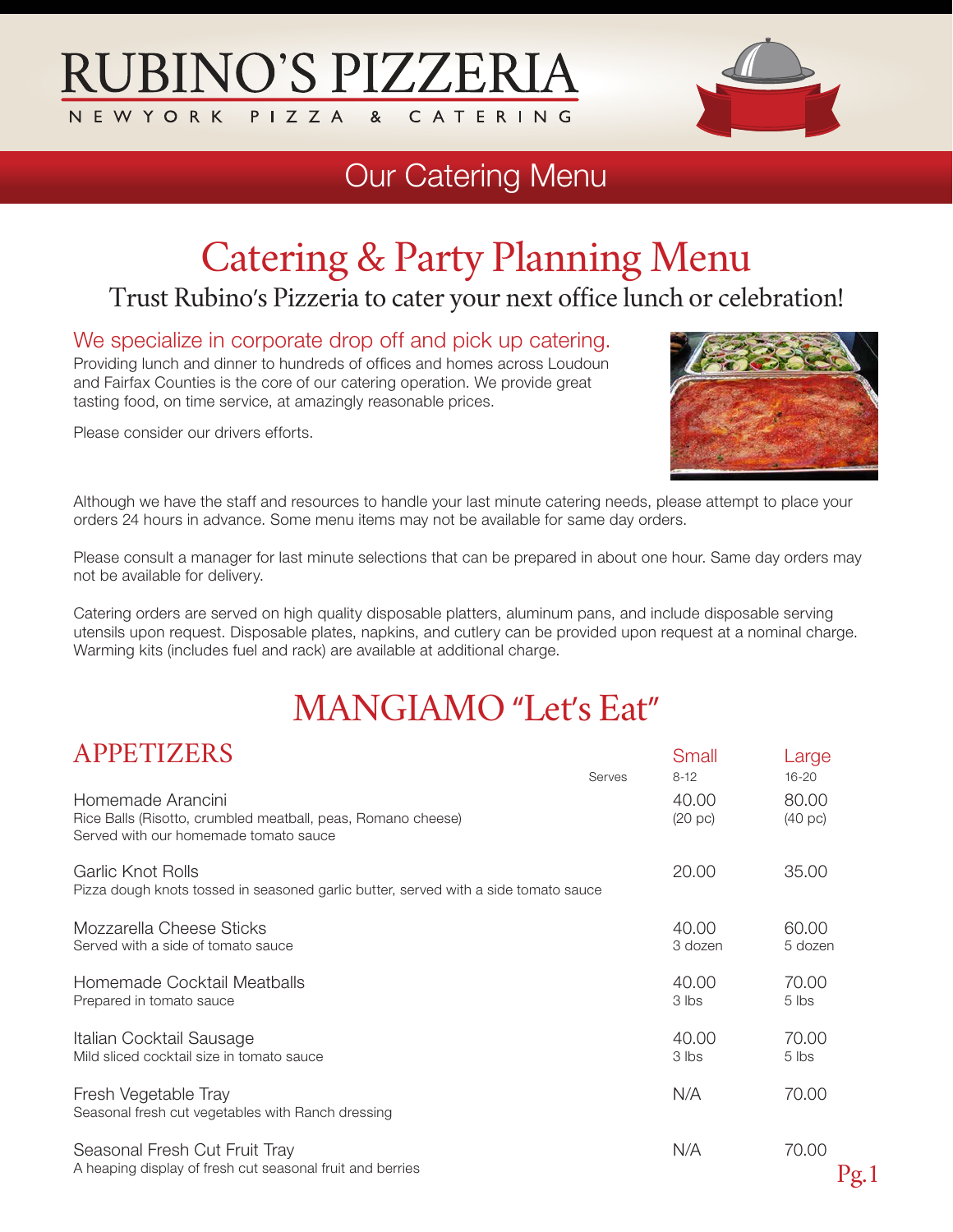# RUBINO'S PIZZERIA

NEW YORK PIZZA & CATERING

## Our Catering Menu

# Catering & Party Planning Menu

### Trust Rubino's Pizzeria to cater your next office lunch or celebration!

**We specialize in corporate drop off and pick up catering.**

Providing lunch and dinner to hundreds of offices and homes across Loudoun and Fairfax Counties is the core of our catering operation. We provide great tasting food, on time service, at amazingly reasonable prices.

Please consider our drivers efforts.

Although we have the staff and resources to handle your last minute catering needs, please attempt to place your orders 24 hours in advance. Some menu items may not be available for same day orders.

Please consult a manager for last minute selections that can be prepared in about one hour. Same day orders may not be available for delivery.

Catering orders are served on high quality disposable platters, aluminum pans, and include disposable serving utensils upon request. Disposable plates, napkins, and cutlery can be provided upon request at a nominal charge. Warming kits (includes fuel and rack) are available at additional charge.

# MANGIAMO "Let's Eat"

## APPETIZERS

| | Small | Large |
|---|---|---|
| Serves | 8-12 | 16-20 |
| Homemade Arancini<br>Rice Balls (Risotto, crumbled meatball, peas, Romano cheese)<br>Served with our homemade tomato sauce | 40.00<br>(20 pc) | 80.00<br>(40 pc) |
| Garlic Knot Rolls<br>Pizza dough knots tossed in seasoned garlic butter, served with a side tomato sauce | 20.00 | 35.00 |
| Mozzarella Cheese Sticks<br>Served with a side of tomato sauce | 40.00<br>3 dozen | 60.00<br>5 dozen |
| Homemade Cocktail Meatballs<br>Prepared in tomato sauce | 40.00<br>3 lbs | 70.00<br>5 lbs |
| Italian Cocktail Sausage<br>Mild sliced cocktail size in tomato sauce | 40.00<br>3 lbs | 70.00<br>5 lbs |
| Fresh Vegetable Tray<br>Seasonal fresh cut vegetables with Ranch dressing | N/A | 70.00 |
| Seasonal Fresh Cut Fruit Tray<br>A heaping display of fresh cut seasonal fruit and berries | N/A | 70.00 |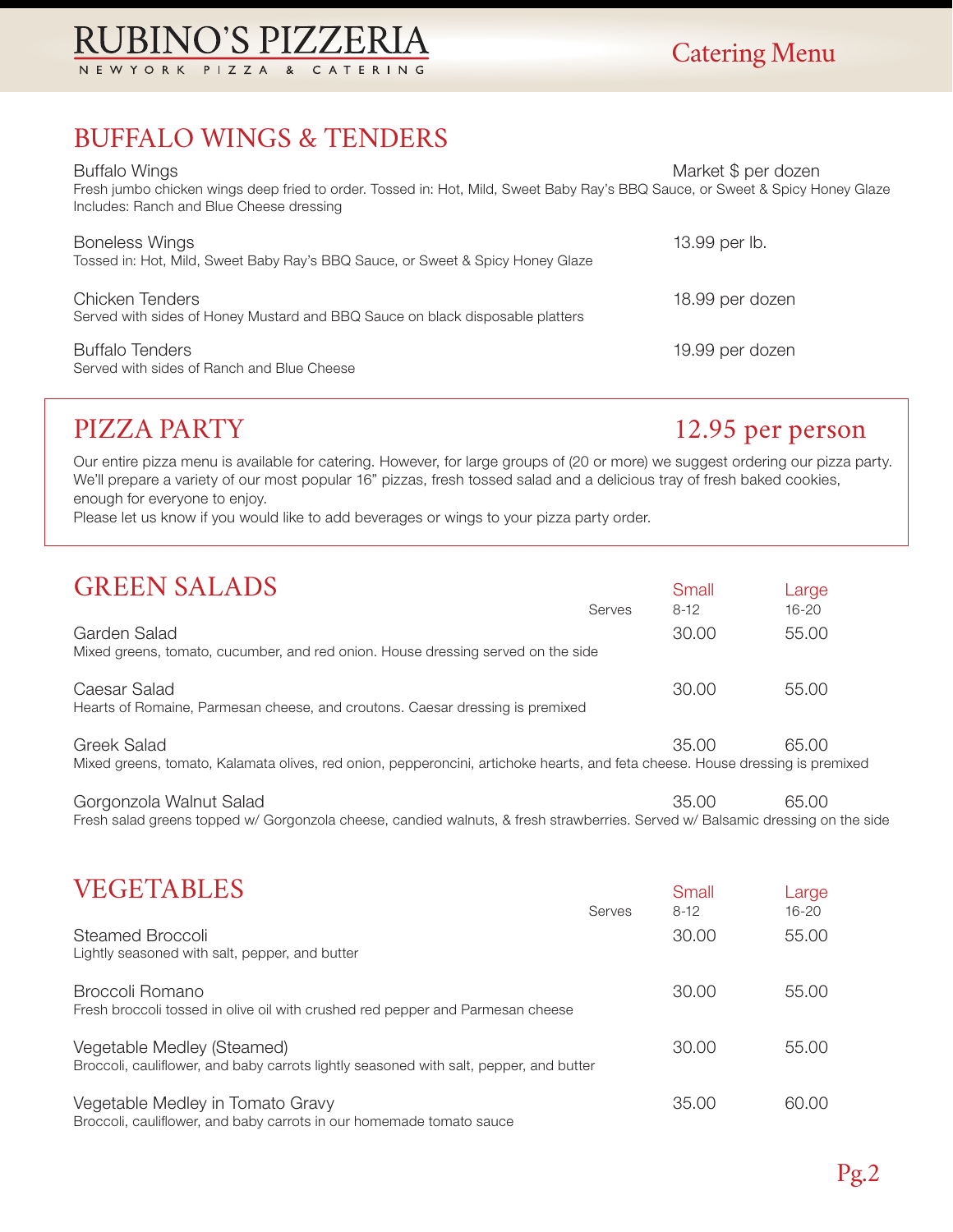# RUBINO'S PIZZERIA

NEW YORK PIZZA & CATERING

Catering Menu

## BUFFALO WINGS & TENDERS

**Buffalo Wings** — Market $ per dozen
Fresh jumbo chicken wings deep fried to order. Tossed in: Hot, Mild, Sweet Baby Ray's BBQ Sauce, or Sweet & Spicy Honey Glaze
Includes: Ranch and Blue Cheese dressing

**Boneless Wings** — 13.99 per lb.
Tossed in: Hot, Mild, Sweet Baby Ray's BBQ Sauce, or Sweet & Spicy Honey Glaze

**Chicken Tenders** — 18.99 per dozen
Served with sides of Honey Mustard and BBQ Sauce on black disposable platters

**Buffalo Tenders** — 19.99 per dozen
Served with sides of Ranch and Blue Cheese

## PIZZA PARTY — 12.95 per person

Our entire pizza menu is available for catering. However, for large groups of (20 or more) we suggest ordering our pizza party. We'll prepare a variety of our most popular 16" pizzas, fresh tossed salad and a delicious tray of fresh baked cookies, enough for everyone to enjoy.
Please let us know if you would like to add beverages or wings to your pizza party order.

## GREEN SALADS

| Serves | Small 8-12 | Large 16-20 |
|---|---|---|
| **Garden Salad**<br>Mixed greens, tomato, cucumber, and red onion. House dressing served on the side | 30.00 | 55.00 |
| **Caesar Salad**<br>Hearts of Romaine, Parmesan cheese, and croutons. Caesar dressing is premixed | 30.00 | 55.00 |
| **Greek Salad**<br>Mixed greens, tomato, Kalamata olives, red onion, pepperoncini, artichoke hearts, and feta cheese. House dressing is premixed | 35.00 | 65.00 |
| **Gorgonzola Walnut Salad**<br>Fresh salad greens topped w/ Gorgonzola cheese, candied walnuts, & fresh strawberries. Served w/ Balsamic dressing on the side | 35.00 | 65.00 |

## VEGETABLES

| Serves | Small 8-12 | Large 16-20 |
|---|---|---|
| **Steamed Broccoli**<br>Lightly seasoned with salt, pepper, and butter | 30.00 | 55.00 |
| **Broccoli Romano**<br>Fresh broccoli tossed in olive oil with crushed red pepper and Parmesan cheese | 30.00 | 55.00 |
| **Vegetable Medley (Steamed)**<br>Broccoli, cauliflower, and baby carrots lightly seasoned with salt, pepper, and butter | 30.00 | 55.00 |
| **Vegetable Medley in Tomato Gravy**<br>Broccoli, cauliflower, and baby carrots in our homemade tomato sauce | 35.00 | 60.00 |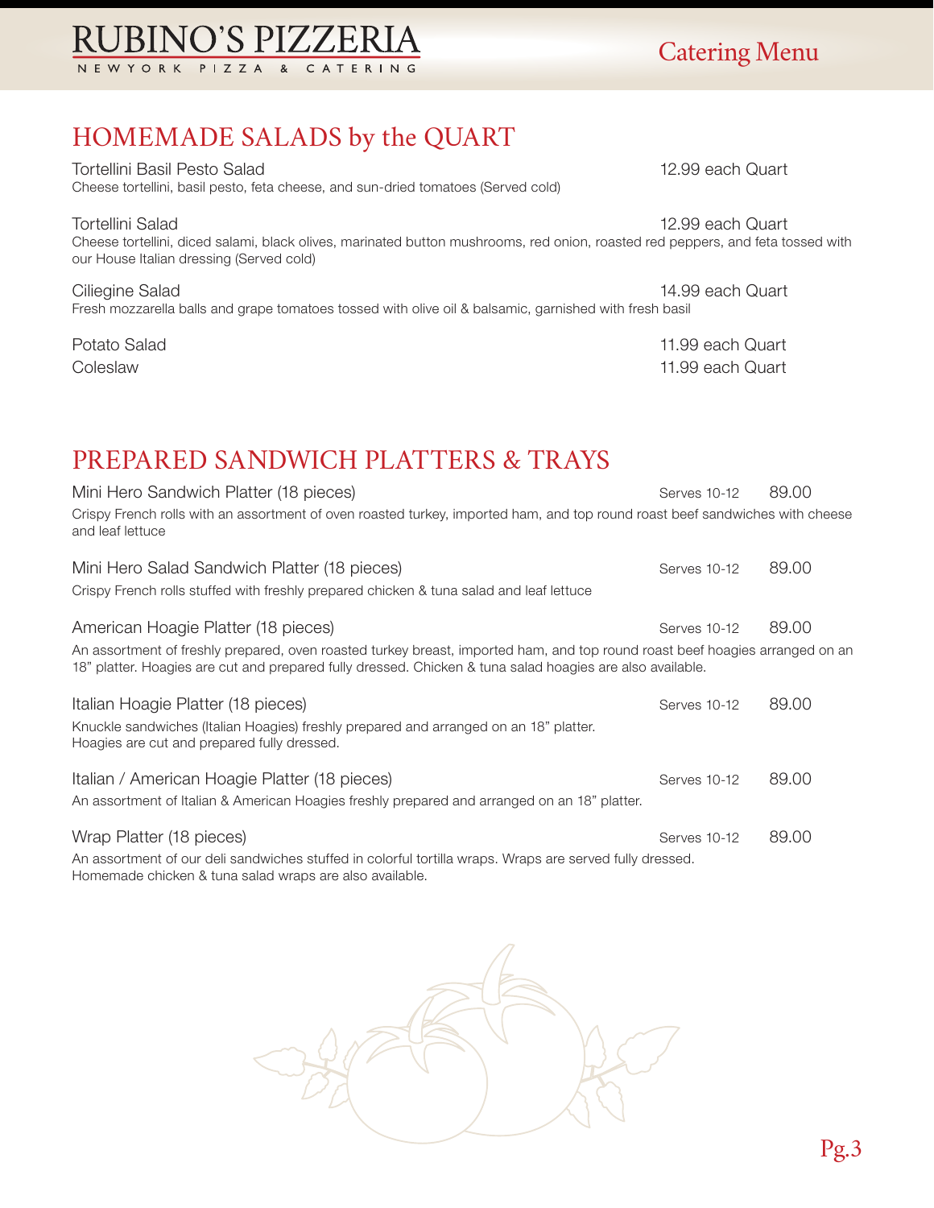## HOMEMADE SALADS by the QUART

Tortellini Basil Pesto Salad — 12.99 each Quart
Cheese tortellini, basil pesto, feta cheese, and sun-dried tomatoes (Served cold)

Tortellini Salad — 12.99 each Quart
Cheese tortellini, diced salami, black olives, marinated button mushrooms, red onion, roasted red peppers, and feta tossed with our House Italian dressing (Served cold)

Ciliegine Salad — 14.99 each Quart
Fresh mozzarella balls and grape tomatoes tossed with olive oil & balsamic, garnished with fresh basil

Potato Salad — 11.99 each Quart

Coleslaw — 11.99 each Quart

## PREPARED SANDWICH PLATTERS & TRAYS

Mini Hero Sandwich Platter (18 pieces) — Serves 10-12 — 89.00
Crispy French rolls with an assortment of oven roasted turkey, imported ham, and top round roast beef sandwiches with cheese and leaf lettuce

Mini Hero Salad Sandwich Platter (18 pieces) — Serves 10-12 — 89.00
Crispy French rolls stuffed with freshly prepared chicken & tuna salad and leaf lettuce

American Hoagie Platter (18 pieces) — Serves 10-12 — 89.00
An assortment of freshly prepared, oven roasted turkey breast, imported ham, and top round roast beef hoagies arranged on an 18" platter. Hoagies are cut and prepared fully dressed. Chicken & tuna salad hoagies are also available.

Italian Hoagie Platter (18 pieces) — Serves 10-12 — 89.00
Knuckle sandwiches (Italian Hoagies) freshly prepared and arranged on an 18" platter.
Hoagies are cut and prepared fully dressed.

Italian / American Hoagie Platter (18 pieces) — Serves 10-12 — 89.00
An assortment of Italian & American Hoagies freshly prepared and arranged on an 18" platter.

Wrap Platter (18 pieces) — Serves 10-12 — 89.00
An assortment of our deli sandwiches stuffed in colorful tortilla wraps. Wraps are served fully dressed.
Homemade chicken & tuna salad wraps are also available.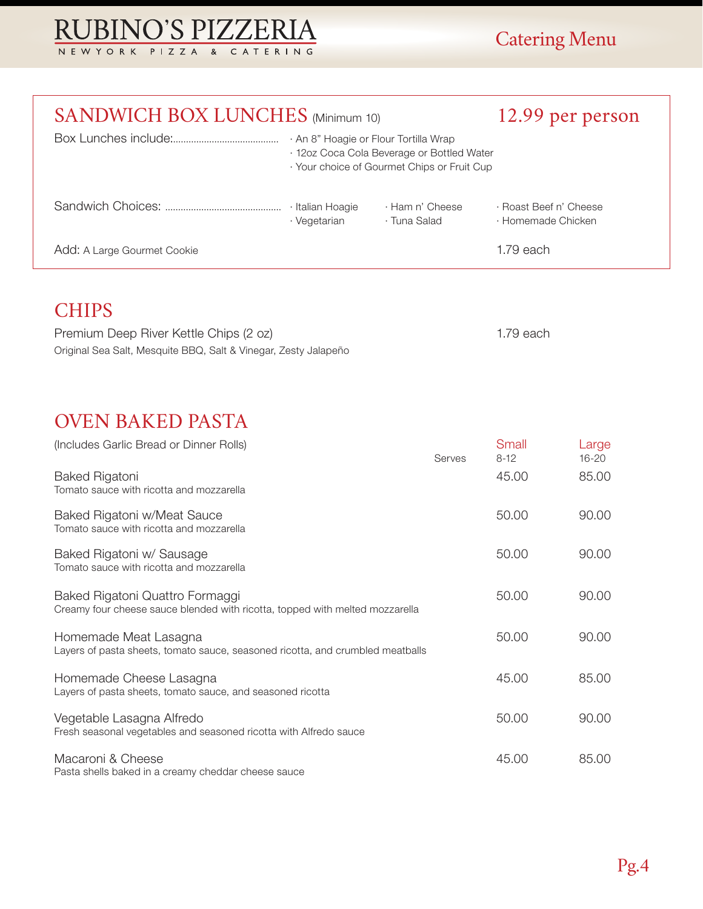# RUBINO'S PIZZERIA

NEW YORK PIZZA & CATERING

Catering Menu

## SANDWICH BOX LUNCHES (Minimum 10) — 12.99 per person

Box Lunches include:
- An 8" Hoagie or Flour Tortilla Wrap
- 12oz Coca Cola Beverage or Bottled Water
- Your choice of Gourmet Chips or Fruit Cup

Sandwich Choices:
- Italian Hoagie
- Vegetarian
- Ham n' Cheese
- Tuna Salad
- Roast Beef n' Cheese
- Homemade Chicken

Add: A Large Gourmet Cookie — 1.79 each

## CHIPS

Premium Deep River Kettle Chips (2 oz) — 1.79 each

Original Sea Salt, Mesquite BBQ, Salt & Vinegar, Zesty Jalapeño

## OVEN BAKED PASTA

(Includes Garlic Bread or Dinner Rolls)

| | Small | Large |
|---|---|---|
| Serves | 8-12 | 16-20 |
| Baked Rigatoni<br>Tomato sauce with ricotta and mozzarella | 45.00 | 85.00 |
| Baked Rigatoni w/Meat Sauce<br>Tomato sauce with ricotta and mozzarella | 50.00 | 90.00 |
| Baked Rigatoni w/ Sausage<br>Tomato sauce with ricotta and mozzarella | 50.00 | 90.00 |
| Baked Rigatoni Quattro Formaggi<br>Creamy four cheese sauce blended with ricotta, topped with melted mozzarella | 50.00 | 90.00 |
| Homemade Meat Lasagna<br>Layers of pasta sheets, tomato sauce, seasoned ricotta, and crumbled meatballs | 50.00 | 90.00 |
| Homemade Cheese Lasagna<br>Layers of pasta sheets, tomato sauce, and seasoned ricotta | 45.00 | 85.00 |
| Vegetable Lasagna Alfredo<br>Fresh seasonal vegetables and seasoned ricotta with Alfredo sauce | 50.00 | 90.00 |
| Macaroni & Cheese<br>Pasta shells baked in a creamy cheddar cheese sauce | 45.00 | 85.00 |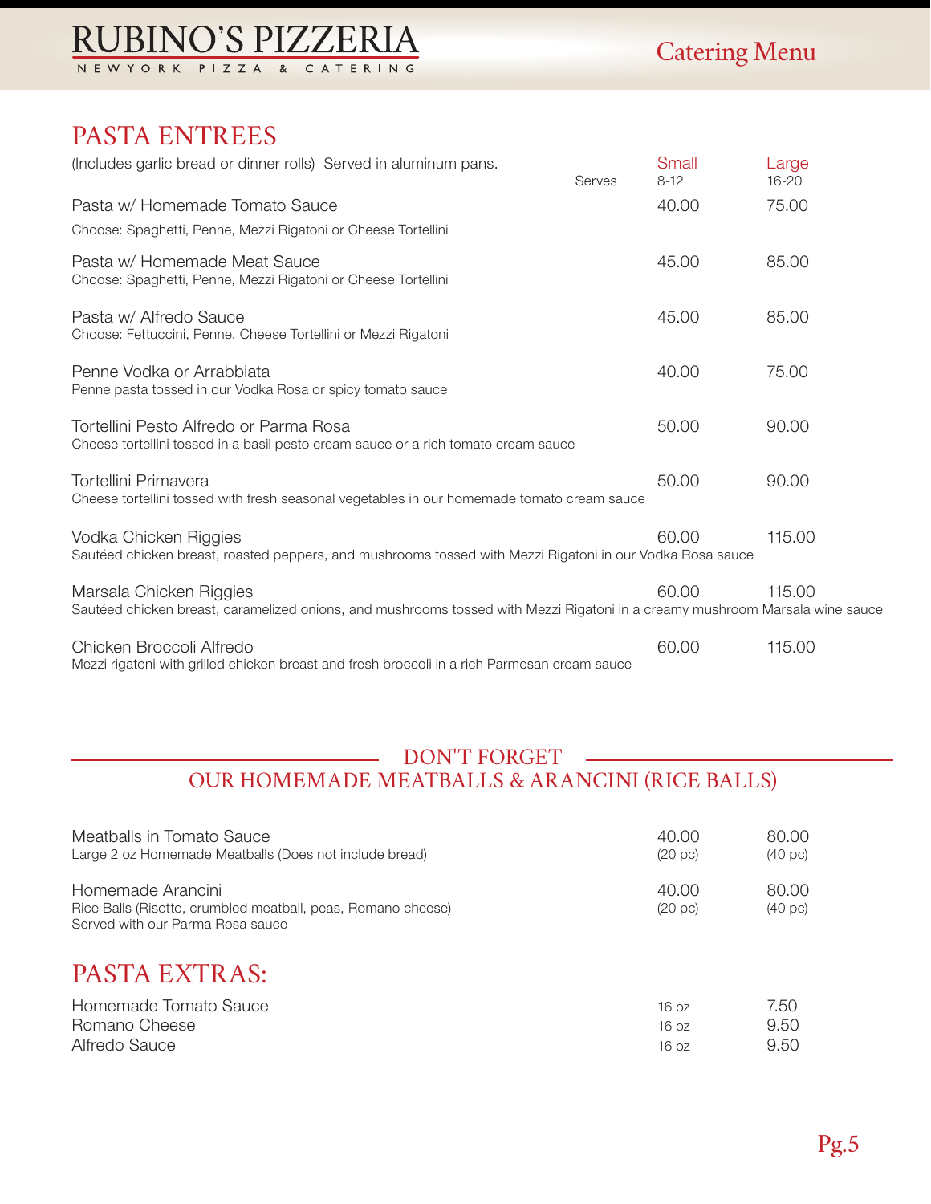RUBINO'S PIZZERIA
NEW YORK PIZZA & CATERING

Catering Menu

## PASTA ENTREES

(Includes garlic bread or dinner rolls) Served in aluminum pans.

| | Serves | Small 8-12 | Large 16-20 |
|---|---|---|---|
| Pasta w/ Homemade Tomato Sauce<br>Choose: Spaghetti, Penne, Mezzi Rigatoni or Cheese Tortellini | | 40.00 | 75.00 |
| Pasta w/ Homemade Meat Sauce<br>Choose: Spaghetti, Penne, Mezzi Rigatoni or Cheese Tortellini | | 45.00 | 85.00 |
| Pasta w/ Alfredo Sauce<br>Choose: Fettuccini, Penne, Cheese Tortellini or Mezzi Rigatoni | | 45.00 | 85.00 |
| Penne Vodka or Arrabbiata<br>Penne pasta tossed in our Vodka Rosa or spicy tomato sauce | | 40.00 | 75.00 |
| Tortellini Pesto Alfredo or Parma Rosa<br>Cheese tortellini tossed in a basil pesto cream sauce or a rich tomato cream sauce | | 50.00 | 90.00 |
| Tortellini Primavera<br>Cheese tortellini tossed with fresh seasonal vegetables in our homemade tomato cream sauce | | 50.00 | 90.00 |
| Vodka Chicken Riggies<br>Sautéed chicken breast, roasted peppers, and mushrooms tossed with Mezzi Rigatoni in our Vodka Rosa sauce | | 60.00 | 115.00 |
| Marsala Chicken Riggies<br>Sautéed chicken breast, caramelized onions, and mushrooms tossed with Mezzi Rigatoni in a creamy mushroom Marsala wine sauce | | 60.00 | 115.00 |
| Chicken Broccoli Alfredo<br>Mezzi rigatoni with grilled chicken breast and fresh broccoli in a rich Parmesan cream sauce | | 60.00 | 115.00 |

## DON'T FORGET OUR HOMEMADE MEATBALLS & ARANCINI (RICE BALLS)

| | | |
|---|---|---|
| Meatballs in Tomato Sauce<br>Large 2 oz Homemade Meatballs (Does not include bread) | 40.00 (20 pc) | 80.00 (40 pc) |
| Homemade Arancini<br>Rice Balls (Risotto, crumbled meatball, peas, Romano cheese)<br>Served with our Parma Rosa sauce | 40.00 (20 pc) | 80.00 (40 pc) |

## PASTA EXTRAS:

| | | |
|---|---|---|
| Homemade Tomato Sauce | 16 oz | 7.50 |
| Romano Cheese | 16 oz | 9.50 |
| Alfredo Sauce | 16 oz | 9.50 |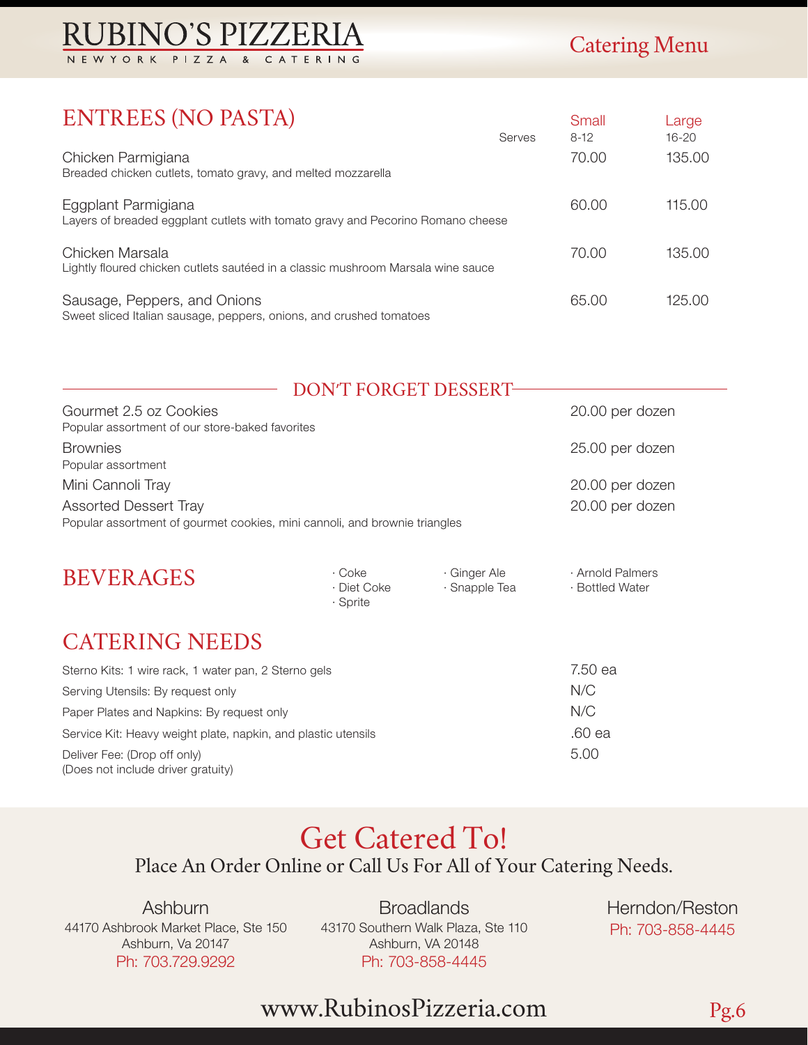# RUBINO'S PIZZERIA

NEW YORK PIZZA & CATERING

Catering Menu

## ENTREES (NO PASTA)

| | Small | Large |
|---|---|---|
| Serves | 8-12 | 16-20 |
| **Chicken Parmigiana**<br>Breaded chicken cutlets, tomato gravy, and melted mozzarella | 70.00 | 135.00 |
| **Eggplant Parmigiana**<br>Layers of breaded eggplant cutlets with tomato gravy and Pecorino Romano cheese | 60.00 | 115.00 |
| **Chicken Marsala**<br>Lightly floured chicken cutlets sautéed in a classic mushroom Marsala wine sauce | 70.00 | 135.00 |
| **Sausage, Peppers, and Onions**<br>Sweet sliced Italian sausage, peppers, onions, and crushed tomatoes | 65.00 | 125.00 |

## DON'T FORGET DESSERT

| | |
|---|---|
| **Gourmet 2.5 oz Cookies**<br>Popular assortment of our store-baked favorites | 20.00 per dozen |
| **Brownies**<br>Popular assortment | 25.00 per dozen |
| **Mini Cannoli Tray** | 20.00 per dozen |
| **Assorted Dessert Tray**<br>Popular assortment of gourmet cookies, mini cannoli, and brownie triangles | 20.00 per dozen |

## BEVERAGES

- Coke
- Diet Coke
- Sprite
- Ginger Ale
- Snapple Tea
- Arnold Palmers
- Bottled Water

## CATERING NEEDS

| | |
|---|---|
| Sterno Kits: 1 wire rack, 1 water pan, 2 Sterno gels | 7.50 ea |
| Serving Utensils: By request only | N/C |
| Paper Plates and Napkins: By request only | N/C |
| Service Kit: Heavy weight plate, napkin, and plastic utensils | .60 ea |
| Deliver Fee: (Drop off only)<br>(Does not include driver gratuity) | 5.00 |

## Get Catered To!

Place An Order Online or Call Us For All of Your Catering Needs.

**Ashburn**
44170 Ashbrook Market Place, Ste 150
Ashburn, Va 20147
Ph: 703.729.9292

**Broadlands**
43170 Southern Walk Plaza, Ste 110
Ashburn, VA 20148
Ph: 703-858-4445

**Herndon/Reston**
Ph: 703-858-4445

www.RubinosPizzeria.com